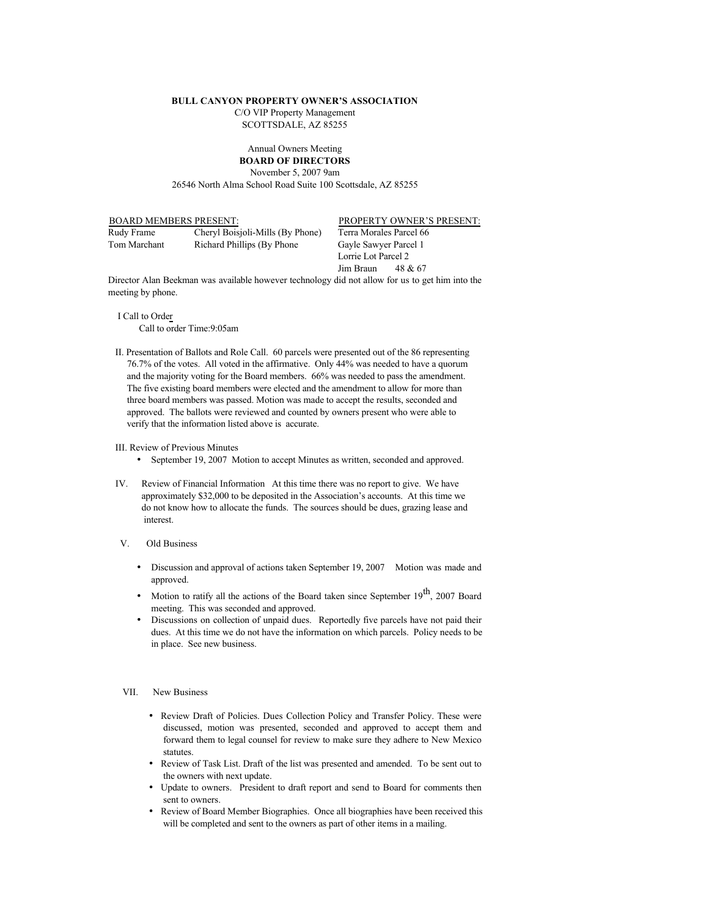**BULL CANYON PROPERTY OWNER'S ASSOCIATION**
C/O VIP Property Management
SCOTTSDALE, AZ 85255

Annual Owners Meeting
**BOARD OF DIRECTORS**
November 5, 2007 9am
26546 North Alma School Road Suite 100 Scottsdale, AZ 85255

| BOARD MEMBERS PRESENT: | | PROPERTY OWNER'S PRESENT: |
|---|---|---|
| Rudy Frame | Cheryl Boisjoli-Mills (By Phone) | Terra Morales Parcel 66 |
| Tom Marchant | Richard Phillips (By Phone | Gayle Sawyer Parcel 1 |
| | | Lorrie Lot Parcel 2 |
| | | Jim Braun 48 & 67 |

Director Alan Beekman was available however technology did not allow for us to get him into the meeting by phone.

I Call to Order
Call to order Time:9:05am

II. Presentation of Ballots and Role Call. 60 parcels were presented out of the 86 representing 76.7% of the votes. All voted in the affirmative. Only 44% was needed to have a quorum and the majority voting for the Board members. 66% was needed to pass the amendment. The five existing board members were elected and the amendment to allow for more than three board members was passed. Motion was made to accept the results, seconded and approved. The ballots were reviewed and counted by owners present who were able to verify that the information listed above is accurate.

III. Review of Previous Minutes
- September 19, 2007 Motion to accept Minutes as written, seconded and approved.

IV. Review of Financial Information At this time there was no report to give. We have approximately $32,000 to be deposited in the Association's accounts. At this time we do not know how to allocate the funds. The sources should be dues, grazing lease and interest.

V. Old Business

- Discussion and approval of actions taken September 19, 2007 Motion was made and approved.
- Motion to ratify all the actions of the Board taken since September 19th, 2007 Board meeting. This was seconded and approved.
- Discussions on collection of unpaid dues. Reportedly five parcels have not paid their dues. At this time we do not have the information on which parcels. Policy needs to be in place. See new business.

VII. New Business

- Review Draft of Policies. Dues Collection Policy and Transfer Policy. These were discussed, motion was presented, seconded and approved to accept them and forward them to legal counsel for review to make sure they adhere to New Mexico statutes.
- Review of Task List. Draft of the list was presented and amended. To be sent out to the owners with next update.
- Update to owners. President to draft report and send to Board for comments then sent to owners.
- Review of Board Member Biographies. Once all biographies have been received this will be completed and sent to the owners as part of other items in a mailing.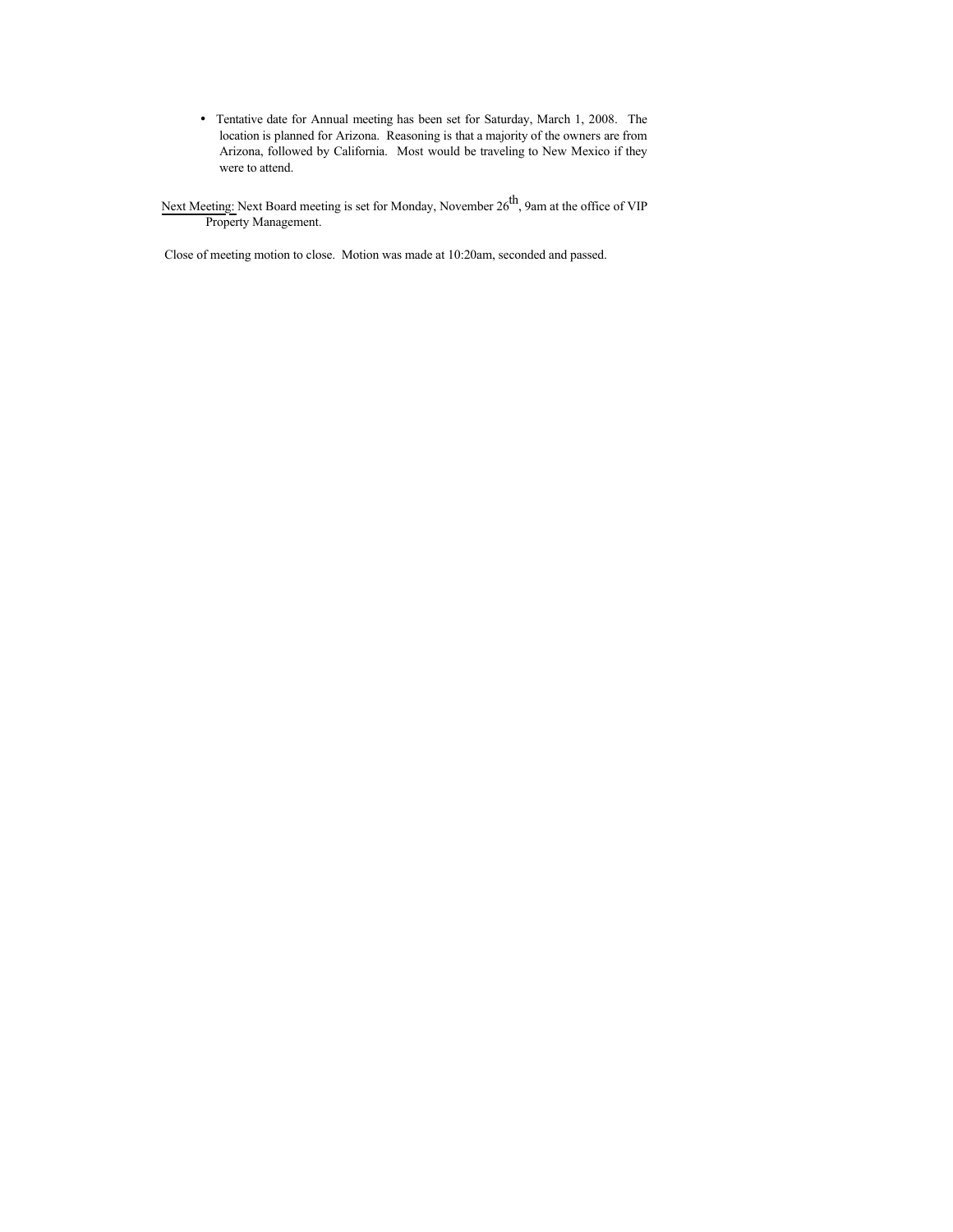- Tentative date for Annual meeting has been set for Saturday, March 1, 2008. The location is planned for Arizona. Reasoning is that a majority of the owners are from Arizona, followed by California. Most would be traveling to New Mexico if they were to attend.

Next Meeting: Next Board meeting is set for Monday, November 26th, 9am at the office of VIP Property Management.

Close of meeting motion to close. Motion was made at 10:20am, seconded and passed.